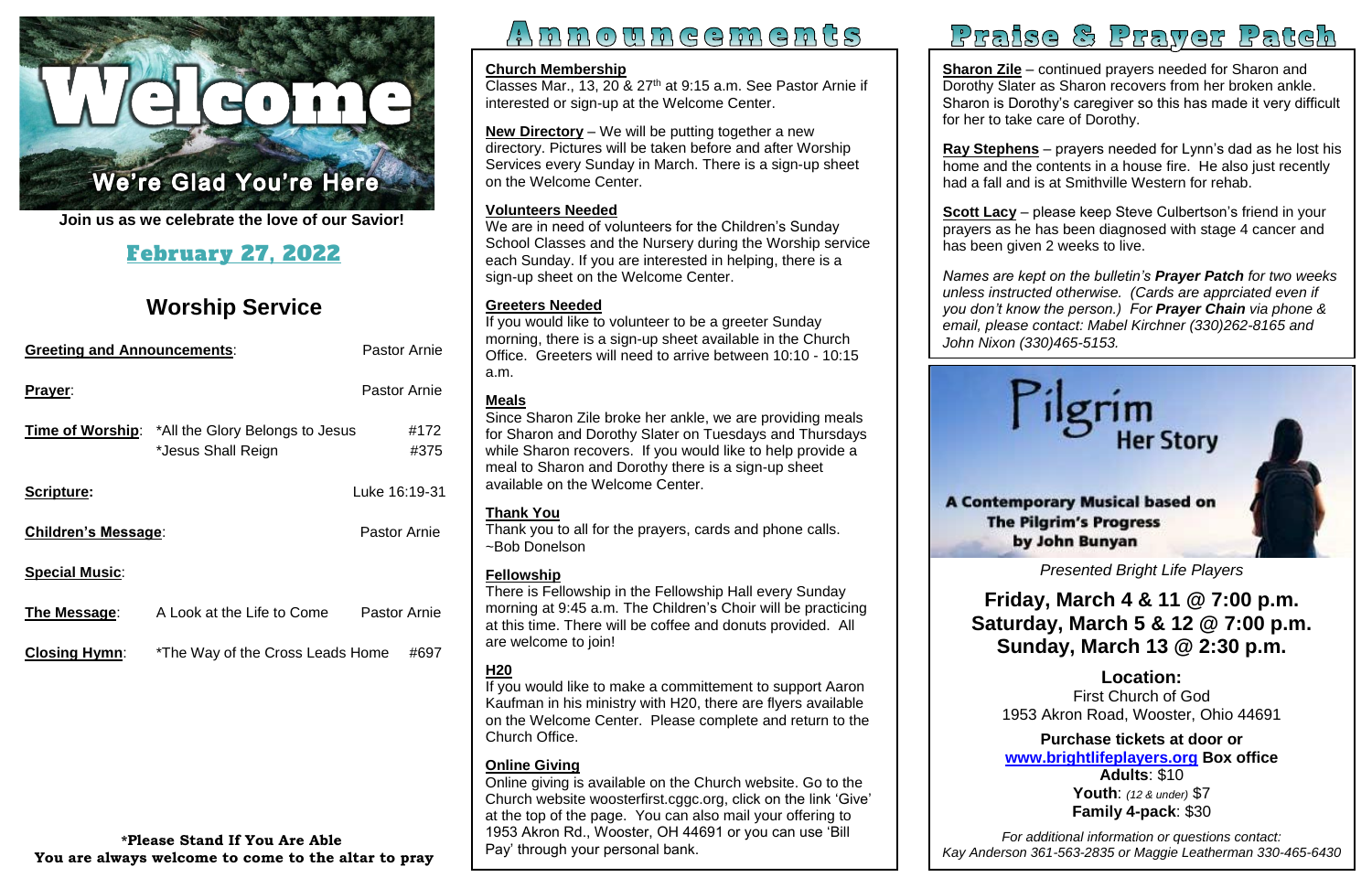# Welcome

## We're Glad You're Here

**Join us as we celebrate the love of our Savior!**

## February 27, 2022

## Worship Service

**Greeting and Announcements**: Pastor Arnie

**Prayer**: Pastor Arnie

**Time of Worship**: *All the Glory Belongs to Jesus #172
*Jesus Shall Reign #375

**Scripture:** Luke 16:19-31

**Children's Message**: Pastor Arnie

**Special Music**:

**The Message**: A Look at the Life to Come Pastor Arnie

**Closing Hymn**: *The Way of the Cross Leads Home #697

**\*Please Stand If You Are Able**
**You are always welcome to come to the altar to pray**

# Announcements

**Church Membership**
Classes Mar., 13, 20 & 27th at 9:15 a.m. See Pastor Arnie if interested or sign-up at the Welcome Center.

**New Directory** – We will be putting together a new directory. Pictures will be taken before and after Worship Services every Sunday in March. There is a sign-up sheet on the Welcome Center.

**Volunteers Needed**
We are in need of volunteers for the Children's Sunday School Classes and the Nursery during the Worship service each Sunday. If you are interested in helping, there is a sign-up sheet on the Welcome Center.

**Greeters Needed**
If you would like to volunteer to be a greeter Sunday morning, there is a sign-up sheet available in the Church Office. Greeters will need to arrive between 10:10 - 10:15 a.m.

**Meals**
Since Sharon Zile broke her ankle, we are providing meals for Sharon and Dorothy Slater on Tuesdays and Thursdays while Sharon recovers. If you would like to help provide a meal to Sharon and Dorothy there is a sign-up sheet available on the Welcome Center.

**Thank You**
Thank you to all for the prayers, cards and phone calls. ~Bob Donelson

**Fellowship**
There is Fellowship in the Fellowship Hall every Sunday morning at 9:45 a.m. The Children's Choir will be practicing at this time. There will be coffee and donuts provided. All are welcome to join!

**H20**
If you would like to make a committement to support Aaron Kaufman in his ministry with H20, there are flyers available on the Welcome Center. Please complete and return to the Church Office.

**Online Giving**
Online giving is available on the Church website. Go to the Church website woosterfirst.cggc.org, click on the link 'Give' at the top of the page. You can also mail your offering to 1953 Akron Rd., Wooster, OH 44691 or you can use 'Bill Pay' through your personal bank.

# Praise & Prayer Patch

**Sharon Zile** – continued prayers needed for Sharon and Dorothy Slater as Sharon recovers from her broken ankle. Sharon is Dorothy's caregiver so this has made it very difficult for her to take care of Dorothy.

**Ray Stephens** – prayers needed for Lynn's dad as he lost his home and the contents in a house fire. He also just recently had a fall and is at Smithville Western for rehab.

**Scott Lacy** – please keep Steve Culbertson's friend in your prayers as he has been diagnosed with stage 4 cancer and has been given 2 weeks to live.

*Names are kept on the bulletin's **Prayer Patch** for two weeks unless instructed otherwise. (Cards are apprciated even if you don't know the person.) For **Prayer Chain** via phone & email, please contact: Mabel Kirchner (330)262-8165 and John Nixon (330)465-5153.*

## Pilgrim Her Story

**A Contemporary Musical based on The Pilgrim's Progress by John Bunyan**

*Presented Bright Life Players*

**Friday, March 4 & 11 @ 7:00 p.m.**
**Saturday, March 5 & 12 @ 7:00 p.m.**
**Sunday, March 13 @ 2:30 p.m.**

**Location:**
First Church of God
1953 Akron Road, Wooster, Ohio 44691

**Purchase tickets at door or www.brightlifeplayers.org Box office**
**Adults**: $10
**Youth**: *(12 & under)* $7
**Family 4-pack**: $30

*For additional information or questions contact: Kay Anderson 361-563-2835 or Maggie Leatherman 330-465-6430*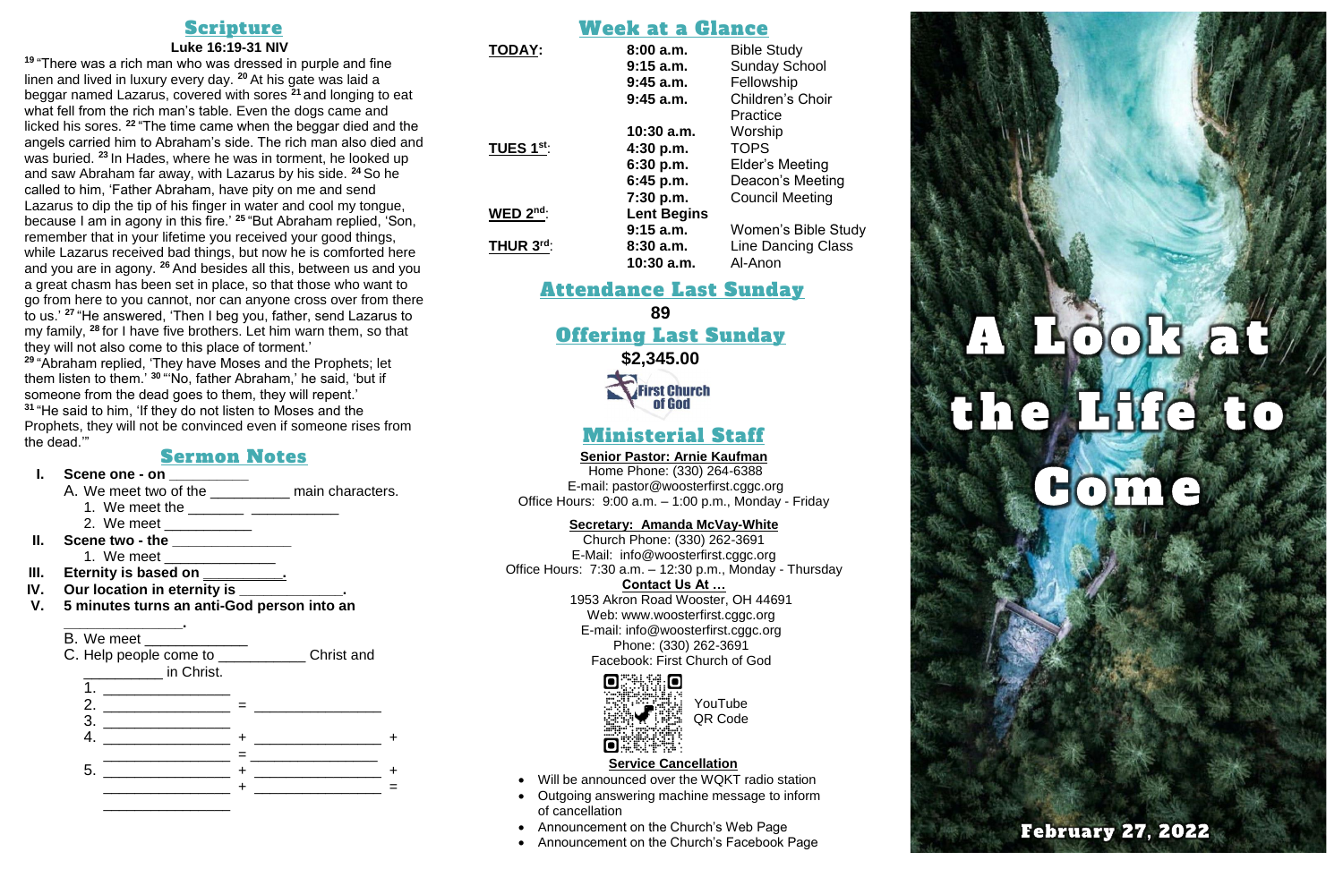## Scripture

**Luke 16:19-31 NIV**

[19] "There was a rich man who was dressed in purple and fine linen and lived in luxury every day. [20] At his gate was laid a beggar named Lazarus, covered with sores [21] and longing to eat what fell from the rich man's table. Even the dogs came and licked his sores. [22] "The time came when the beggar died and the angels carried him to Abraham's side. The rich man also died and was buried. [23] In Hades, where he was in torment, he looked up and saw Abraham far away, with Lazarus by his side. [24] So he called to him, 'Father Abraham, have pity on me and send Lazarus to dip the tip of his finger in water and cool my tongue, because I am in agony in this fire.' [25] "But Abraham replied, 'Son, remember that in your lifetime you received your good things, while Lazarus received bad things, but now he is comforted here and you are in agony. [26] And besides all this, between us and you a great chasm has been set in place, so that those who want to go from here to you cannot, nor can anyone cross over from there to us.' [27] "He answered, 'Then I beg you, father, send Lazarus to my family, [28] for I have five brothers. Let him warn them, so that they will not also come to this place of torment.'
[29] "Abraham replied, 'They have Moses and the Prophets; let them listen to them.' [30] "'No, father Abraham,' he said, 'but if someone from the dead goes to them, they will repent.'
[31] "He said to him, 'If they do not listen to Moses and the Prophets, they will not be convinced even if someone rises from the dead.'"

## Sermon Notes

**I. Scene one - on __________**

A. We meet two of the __________ main characters.
1. We meet the _______ ___________
2. We meet ___________

**II. Scene two - the _______________**

1. We meet ______________

**III. Eternity is based on __________.**

**IV. Our location in eternity is _____________.**

**V. 5 minutes turns an anti-God person into an _______________.**

B. We meet _____________
C. Help people come to ___________ Christ and __________ in Christ.

1. _______________
2. _______________ = _______________
3. _______________
4. _______________ + _______________ +
_______________ = _______________
5. _______________ + _______________ +
_______________ + _______________ =
_______________

## Week at a Glance

| | | |
|---|---|---|
| **TODAY:** | **8:00 a.m.** | Bible Study |
| | **9:15 a.m.** | Sunday School |
| | **9:45 a.m.** | Fellowship |
| | **9:45 a.m.** | Children's Choir Practice |
| | **10:30 a.m.** | Worship |
| **TUES 1st:** | **4:30 p.m.** | TOPS |
| | **6:30 p.m.** | Elder's Meeting |
| | **6:45 p.m.** | Deacon's Meeting |
| | **7:30 p.m.** | Council Meeting |
| **WED 2nd:** | **Lent Begins** | |
| | **9:15 a.m.** | Women's Bible Study |
| **THUR 3rd:** | **8:30 a.m.** | Line Dancing Class |
| | **10:30 a.m.** | Al-Anon |

## Attendance Last Sunday

**89**

## Offering Last Sunday

**$2,345.00**

First Church of God

## Ministerial Staff

**Senior Pastor: Arnie Kaufman**
Home Phone: (330) 264-6388
E-mail: pastor@woosterfirst.cggc.org
Office Hours: 9:00 a.m. – 1:00 p.m., Monday - Friday

**Secretary: Amanda McVay-White**
Church Phone: (330) 262-3691
E-Mail: info@woosterfirst.cggc.org
Office Hours: 7:30 a.m. – 12:30 p.m., Monday - Thursday

**Contact Us At …**
1953 Akron Road Wooster, OH 44691
Web: www.woosterfirst.cggc.org
E-mail: info@woosterfirst.cggc.org
Phone: (330) 262-3691
Facebook: First Church of God

YouTube QR Code

**Service Cancellation**

- Will be announced over the WQKT radio station
- Outgoing answering machine message to inform of cancellation
- Announcement on the Church's Web Page
- Announcement on the Church's Facebook Page

# A Look at the Life to Come

**February 27, 2022**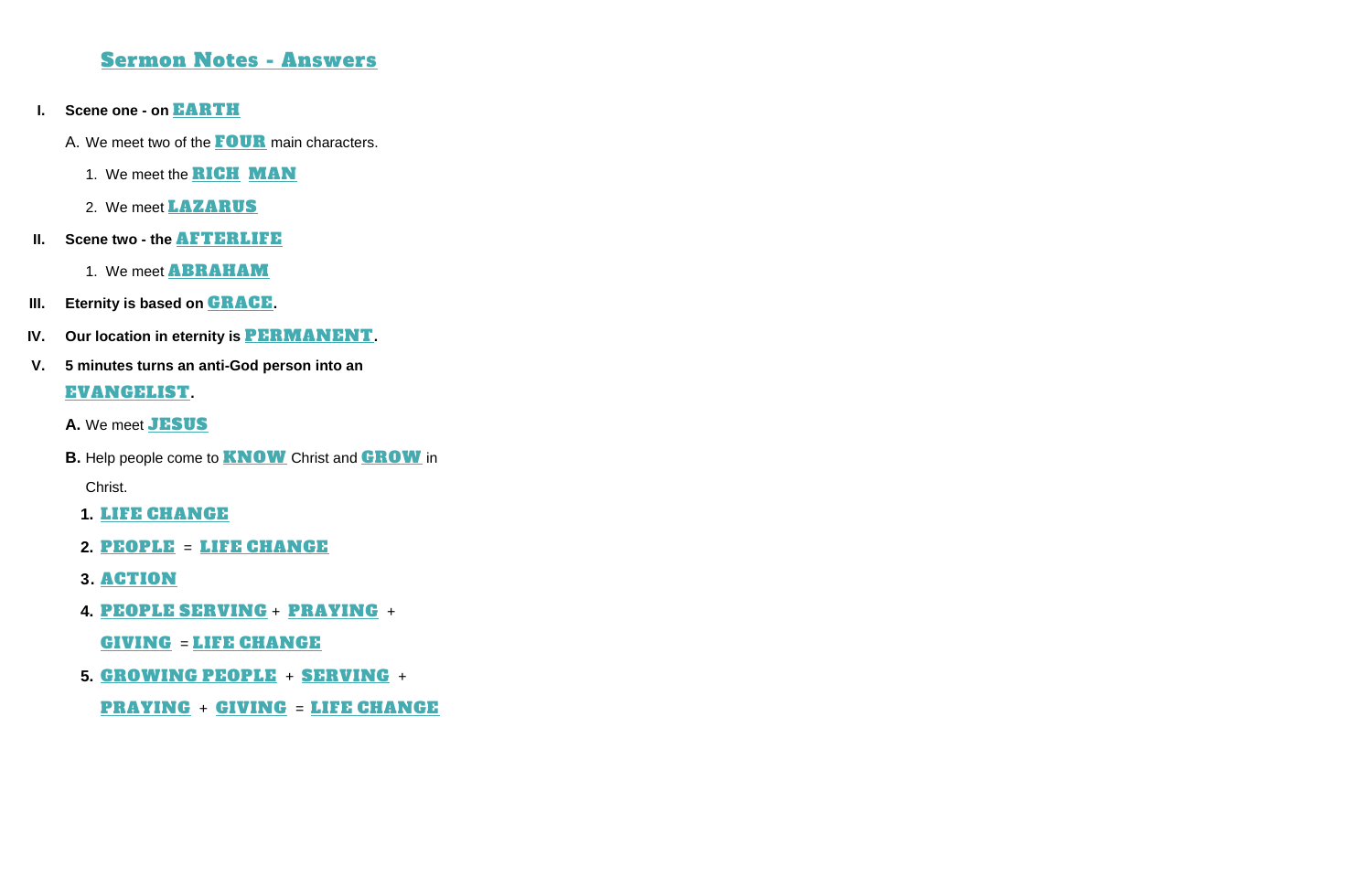## Sermon Notes - Answers

I. **Scene one - on EARTH**

   A. We meet two of the **FOUR** main characters.

      1. We meet the **RICH MAN**

      2. We meet **LAZARUS**

II. **Scene two - the AFTERLIFE**

      1. We meet **ABRAHAM**

III. **Eternity is based on GRACE.**

IV. **Our location in eternity is PERMANENT.**

V. **5 minutes turns an anti-God person into an EVANGELIST.**

   **A.** We meet **JESUS**

   **B.** Help people come to **KNOW** Christ and **GROW** in Christ.

   1. **LIFE CHANGE**

   2. **PEOPLE** = **LIFE CHANGE**

   3. **ACTION**

   4. **PEOPLE SERVING** + **PRAYING** + **GIVING** = **LIFE CHANGE**

   5. **GROWING PEOPLE** + **SERVING** + **PRAYING** + **GIVING** = **LIFE CHANGE**